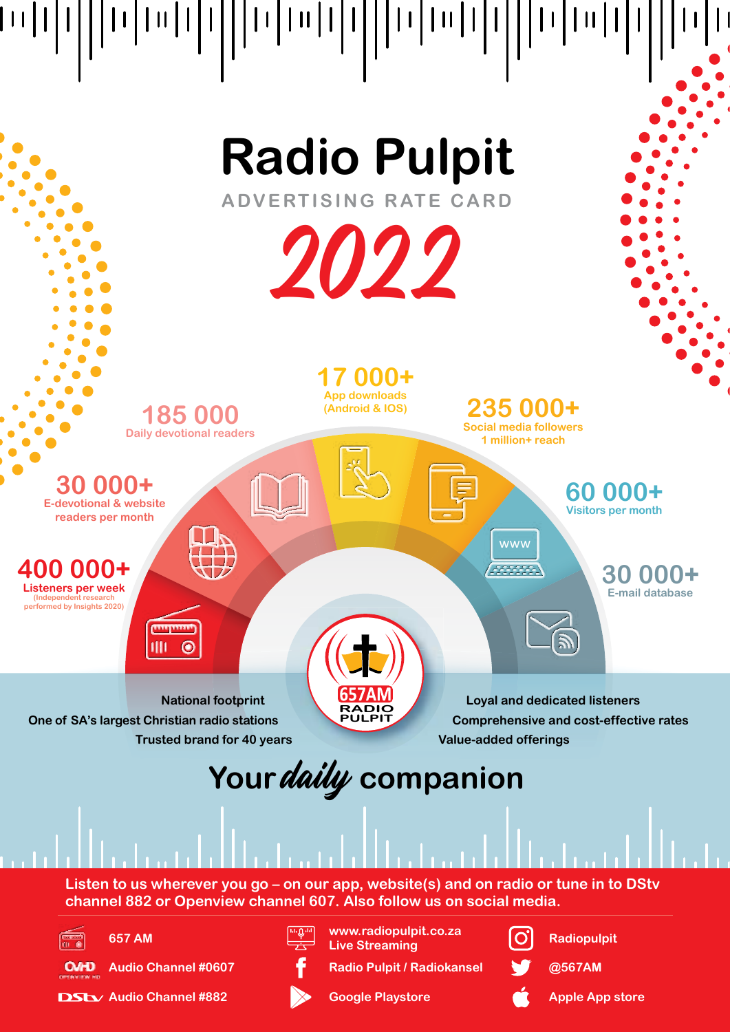# Radio Pulpit

## ADVERTISING RATE CARD

# *2022*

**17 000+**
App downloads (Android & IOS)

**185 000**
Daily devotional readers

**235 000+**
Social media followers
1 million+ reach

**30 000+**
E-devotional & website readers per month

**60 000+**
Visitors per month

**400 000+**
Listeners per week
(Independent research performed by Insights 2020)

**30 000+**
E-mail database

657AM RADIO PULPIT

National footprint
One of SA's largest Christian radio stations
Trusted brand for 40 years

Loyal and dedicated listeners
Comprehensive and cost-effective rates
Value-added offerings

## Your *daily* companion

**Listen to us wherever you go – on our app, website(s) and on radio or tune in to DStv channel 882 or Openview channel 607. Also follow us on social media.**

- 657 AM
- Audio Channel #0607
- Audio Channel #882
- www.radiopulpit.co.za Live Streaming
- Radio Pulpit / Radiokansel
- Google Playstore
- Radiopulpit
- @567AM
- Apple App store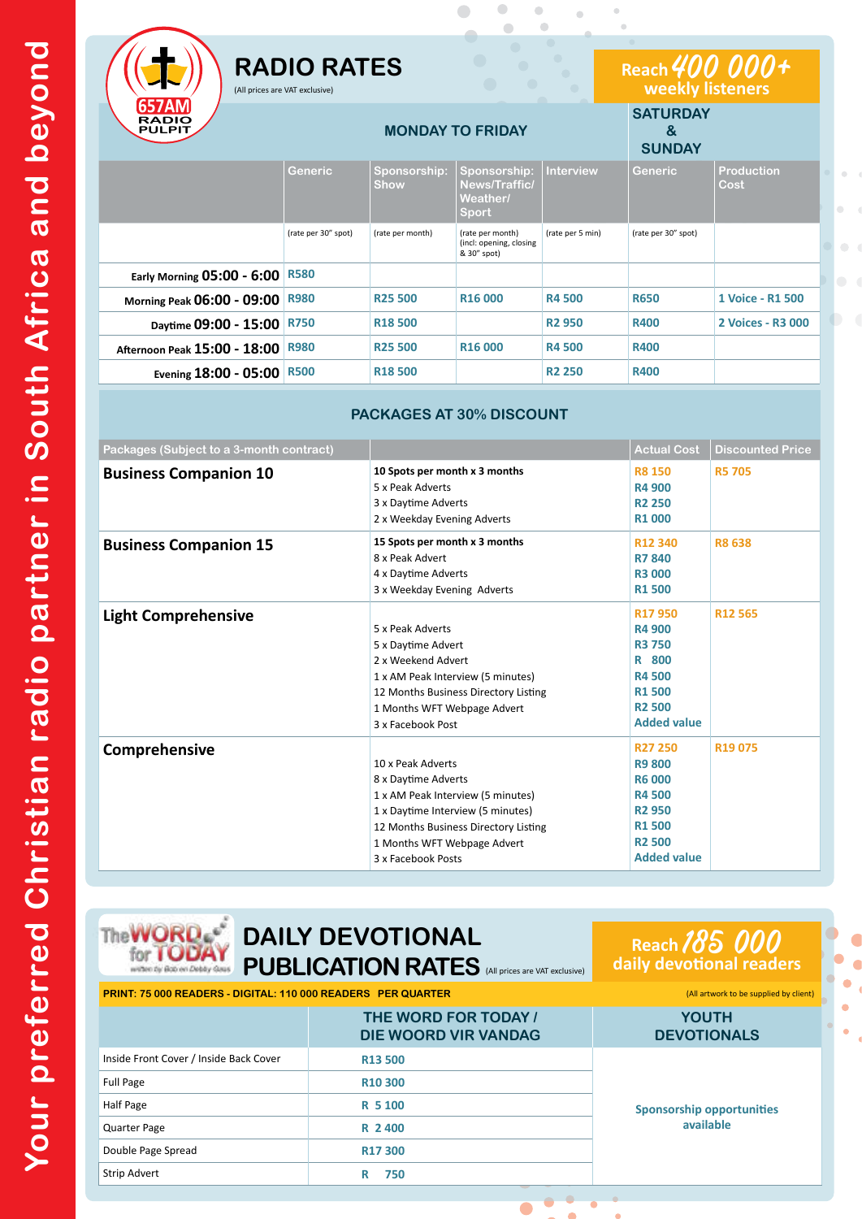Your preferred Christian radio partner in South Africa and beyond

657AM RADIO PULPIT

# RADIO RATES

(All prices are VAT exclusive)

Reach 400 000+ weekly listeners

| | MONDAY TO FRIDAY | | | | SATURDAY & SUNDAY | |
|---|---|---|---|---|---|---|
| | Generic | Sponsorship: Show | Sponsorship: News/Traffic/ Weather/ Sport | Interview | Generic | Production Cost |
| | (rate per 30" spot) | (rate per month) | (rate per month) (incl: opening, closing & 30" spot) | (rate per 5 min) | (rate per 30" spot) | |
| Early Morning 05:00 - 6:00 | R580 | | | | | |
| Morning Peak 06:00 - 09:00 | R980 | R25 500 | R16 000 | R4 500 | R650 | 1 Voice - R1 500 |
| Daytime 09:00 - 15:00 | R750 | R18 500 | | R2 950 | R400 | 2 Voices - R3 000 |
| Afternoon Peak 15:00 - 18:00 | R980 | R25 500 | R16 000 | R4 500 | R400 | |
| Evening 18:00 - 05:00 | R500 | R18 500 | | R2 250 | R400 | |

## PACKAGES AT 30% DISCOUNT

| Packages (Subject to a 3-month contract) | | Actual Cost | Discounted Price |
|---|---|---|---|
| **Business Companion 10** | **10 Spots per month x 3 months** | R8 150 | R5 705 |
| | 5 x Peak Adverts | R4 900 | |
| | 3 x Daytime Adverts | R2 250 | |
| | 2 x Weekday Evening Adverts | R1 000 | |
| **Business Companion 15** | **15 Spots per month x 3 months** | R12 340 | R8 638 |
| | 8 x Peak Advert | R7 840 | |
| | 4 x Daytime Adverts | R3 000 | |
| | 3 x Weekday Evening Adverts | R1 500 | |
| **Light Comprehensive** | | R17 950 | R12 565 |
| | 5 x Peak Adverts | R4 900 | |
| | 5 x Daytime Advert | R3 750 | |
| | 2 x Weekend Advert | R 800 | |
| | 1 x AM Peak Interview (5 minutes) | R4 500 | |
| | 12 Months Business Directory Listing | R1 500 | |
| | 1 Months WFT Webpage Advert | R2 500 | |
| | 3 x Facebook Post | Added value | |
| **Comprehensive** | | R27 250 | R19 075 |
| | 10 x Peak Adverts | R9 800 | |
| | 8 x Daytime Adverts | R6 000 | |
| | 1 x AM Peak Interview (5 minutes) | R4 500 | |
| | 1 x Daytime Interview (5 minutes) | R2 950 | |
| | 12 Months Business Directory Listing | R1 500 | |
| | 1 Months WFT Webpage Advert | R2 500 | |
| | 3 x Facebook Posts | Added value | |

The WORD for TODAY written by Bob en Debby Gass

# DAILY DEVOTIONAL PUBLICATION RATES

(All prices are VAT exclusive)

Reach 185 000 daily devotional readers

**PRINT: 75 000 READERS - DIGITAL: 110 000 READERS PER QUARTER**

(All artwork to be supplied by client)

| | THE WORD FOR TODAY / DIE WOORD VIR VANDAG | YOUTH DEVOTIONALS |
|---|---|---|
| Inside Front Cover / Inside Back Cover | R13 500 | Sponsorship opportunities available |
| Full Page | R10 300 | |
| Half Page | R 5 100 | |
| Quarter Page | R 2 400 | |
| Double Page Spread | R17 300 | |
| Strip Advert | R 750 | |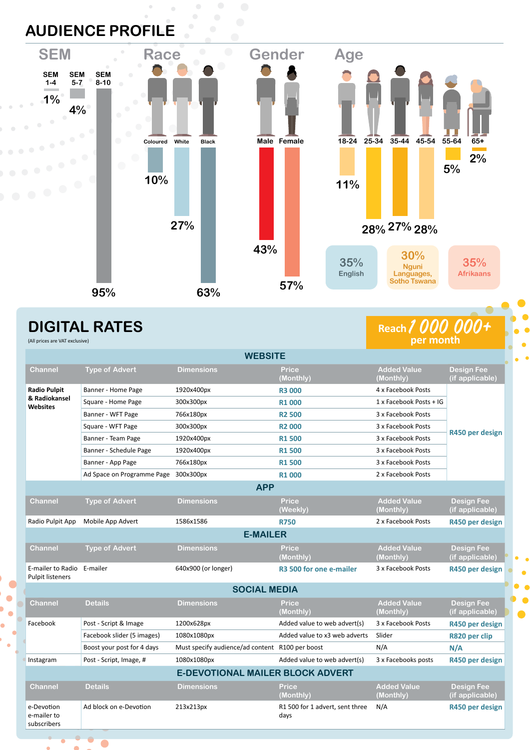# AUDIENCE PROFILE

## SEM

- SEM 1-4: 1%
- SEM 5-7: 4%
- SEM 8-10: 95%

## Race

- Coloured: 10%
- White: 27%
- Black: 63%

## Gender

- Male: 43%
- Female: 57%

## Age

- 18-24: 11%
- 25-34: 28%
- 35-44: 27%
- 45-54: 28%
- 55-64: 5%
- 65+: 2%

35% English

30% Nguni Languages, Sotho Tswana

35% Afrikaans

# DIGITAL RATES

(All prices are VAT exclusive)

**Reach 1 000 000+ per month**

## WEBSITE

| Channel | Type of Advert | Dimensions | Price (Monthly) | Added Value (Monthly) | Design Fee (if applicable) |
|---|---|---|---|---|---|
| **Radio Pulpit & Radiokansel Websites** | Banner - Home Page | 1920x400px | R3 000 | 4 x Facebook Posts | R450 per design |
| | Square - Home Page | 300x300px | R1 000 | 1 x Facebook Posts + IG | |
| | Banner - WFT Page | 766x180px | R2 500 | 3 x Facebook Posts | |
| | Square - WFT Page | 300x300px | R2 000 | 3 x Facebook Posts | |
| | Banner - Team Page | 1920x400px | R1 500 | 3 x Facebook Posts | |
| | Banner - Schedule Page | 1920x400px | R1 500 | 3 x Facebook Posts | |
| | Banner - App Page | 766x180px | R1 500 | 3 x Facebook Posts | |
| | Ad Space on Programme Page | 300x300px | R1 000 | 2 x Facebook Posts | |

## APP

| Channel | Type of Advert | Dimensions | Price (Weekly) | Added Value (Monthly) | Design Fee (if applicable) |
|---|---|---|---|---|---|
| Radio Pulpit App | Mobile App Advert | 1586x1586 | R750 | 2 x Facebook Posts | R450 per design |

## E-MAILER

| Channel | Type of Advert | Dimensions | Price (Monthly) | Added Value (Monthly) | Design Fee (if applicable) |
|---|---|---|---|---|---|
| E-mailer to Radio Pulpit listeners | E-mailer | 640x900 (or longer) | R3 500 for one e-mailer | 3 x Facebook Posts | R450 per design |

## SOCIAL MEDIA

| Channel | Details | Dimensions | Price (Monthly) | Added Value (Monthly) | Design Fee (if applicable) |
|---|---|---|---|---|---|
| Facebook | Post - Script & Image | 1200x628px | Added value to web advert(s) | 3 x Facebook Posts | R450 per design |
| | Facebook slider (5 images) | 1080x1080px | Added value to x3 web adverts | Slider | R820 per clip |
| | Boost your post for 4 days | Must specify audience/ad content | R100 per boost | N/A | N/A |
| Instagram | Post - Script, Image, # | 1080x1080px | Added value to web advert(s) | 3 x Facebooks posts | R450 per design |

## E-DEVOTIONAL MAILER BLOCK ADVERT

| Channel | Details | Dimensions | Price (Monthly) | Added Value (Monthly) | Design Fee (if applicable) |
|---|---|---|---|---|---|
| e-Devotion e-mailer to subscribers | Ad block on e-Devotion | 213x213px | R1 500 for 1 advert, sent three days | N/A | R450 per design |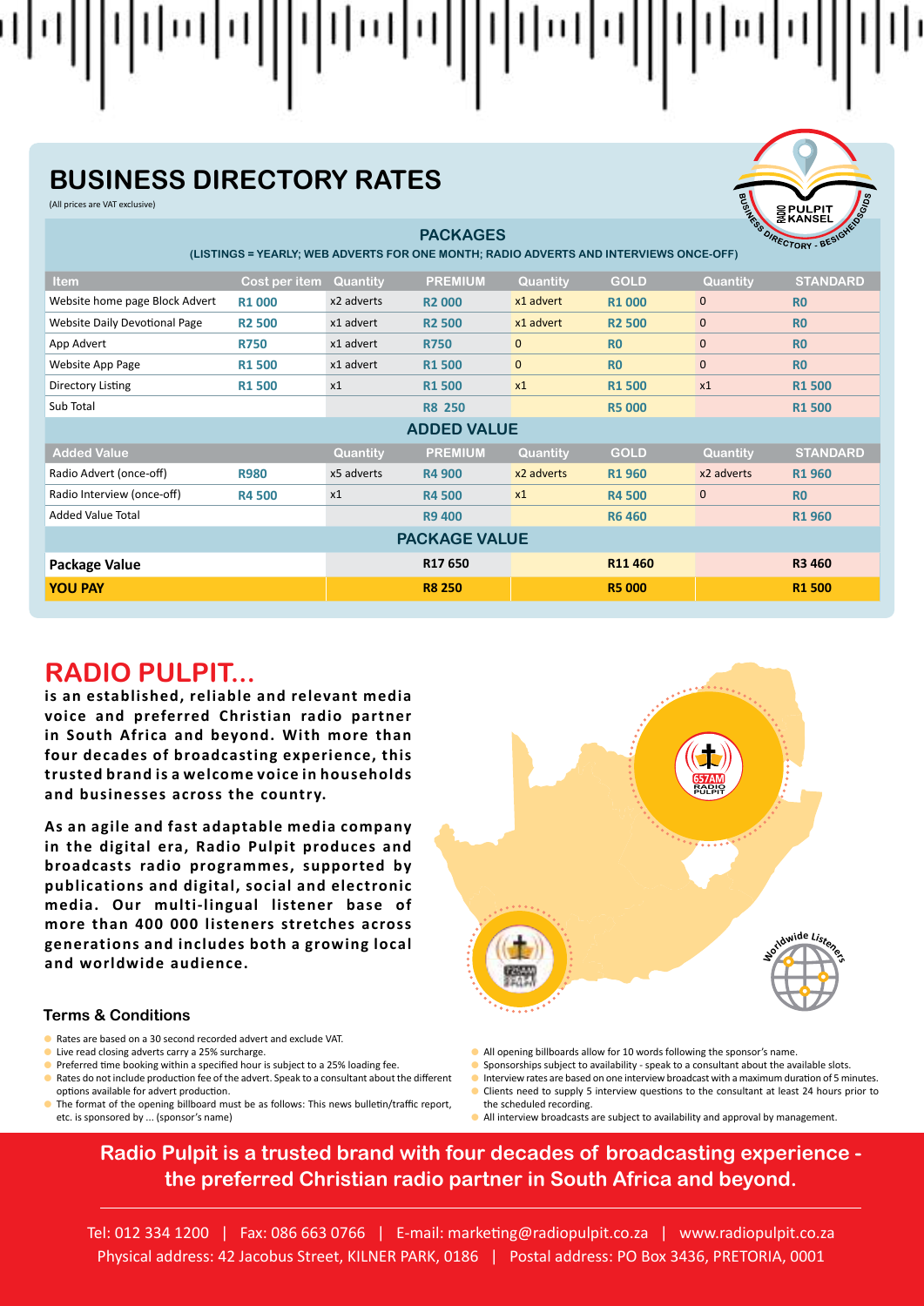# BUSINESS DIRECTORY RATES

(All prices are VAT exclusive)

## PACKAGES

**(LISTINGS = YEARLY; WEB ADVERTS FOR ONE MONTH; RADIO ADVERTS AND INTERVIEWS ONCE-OFF)**

| Item | Cost per item | Quantity | PREMIUM | Quantity | GOLD | Quantity | STANDARD |
|---|---|---|---|---|---|---|---|
| Website home page Block Advert | R1 000 | x2 adverts | R2 000 | x1 advert | R1 000 | 0 | R0 |
| Website Daily Devotional Page | R2 500 | x1 advert | R2 500 | x1 advert | R2 500 | 0 | R0 |
| App Advert | R750 | x1 advert | R750 | 0 | R0 | 0 | R0 |
| Website App Page | R1 500 | x1 advert | R1 500 | 0 | R0 | 0 | R0 |
| Directory Listing | R1 500 | x1 | R1 500 | x1 | R1 500 | x1 | R1 500 |
| Sub Total | | | R8 250 | | R5 000 | | R1 500 |
| **ADDED VALUE** | | | | | | | |
| Added Value | | Quantity | PREMIUM | Quantity | GOLD | Quantity | STANDARD |
| Radio Advert (once-off) | R980 | x5 adverts | R4 900 | x2 adverts | R1 960 | x2 adverts | R1 960 |
| Radio Interview (once-off) | R4 500 | x1 | R4 500 | x1 | R4 500 | 0 | R0 |
| Added Value Total | | | R9 400 | | R6 460 | | R1 960 |
| **PACKAGE VALUE** | | | | | | | |
| **Package Value** | | | R17 650 | | R11 460 | | R3 460 |
| **YOU PAY** | | | **R8 250** | | **R5 000** | | **R1 500** |

## RADIO PULPIT...

**is an established, reliable and relevant media voice and preferred Christian radio partner in South Africa and beyond. With more than four decades of broadcasting experience, this trusted brand is a welcome voice in households and businesses across the country.**

**As an agile and fast adaptable media company in the digital era, Radio Pulpit produces and broadcasts radio programmes, supported by publications and digital, social and electronic media. Our multi-lingual listener base of more than 400 000 listeners stretches across generations and includes both a growing local and worldwide audience.**

### Terms & Conditions

- Rates are based on a 30 second recorded advert and exclude VAT.
- Live read closing adverts carry a 25% surcharge.
- Preferred time booking within a specified hour is subject to a 25% loading fee.
- Rates do not include production fee of the advert. Speak to a consultant about the different options available for advert production.
- The format of the opening billboard must be as follows: This news bulletin/traffic report, etc. is sponsored by ... (sponsor's name)
- All opening billboards allow for 10 words following the sponsor's name.
- Sponsorships subject to availability - speak to a consultant about the available slots.
- Interview rates are based on one interview broadcast with a maximum duration of 5 minutes.
- Clients need to supply 5 interview questions to the consultant at least 24 hours prior to the scheduled recording.
- All interview broadcasts are subject to availability and approval by management.

**Radio Pulpit is a trusted brand with four decades of broadcasting experience - the preferred Christian radio partner in South Africa and beyond.**

Tel: 012 334 1200 | Fax: 086 663 0766 | E-mail: marketing@radiopulpit.co.za | www.radiopulpit.co.za
Physical address: 42 Jacobus Street, KILNER PARK, 0186 | Postal address: PO Box 3436, PRETORIA, 0001